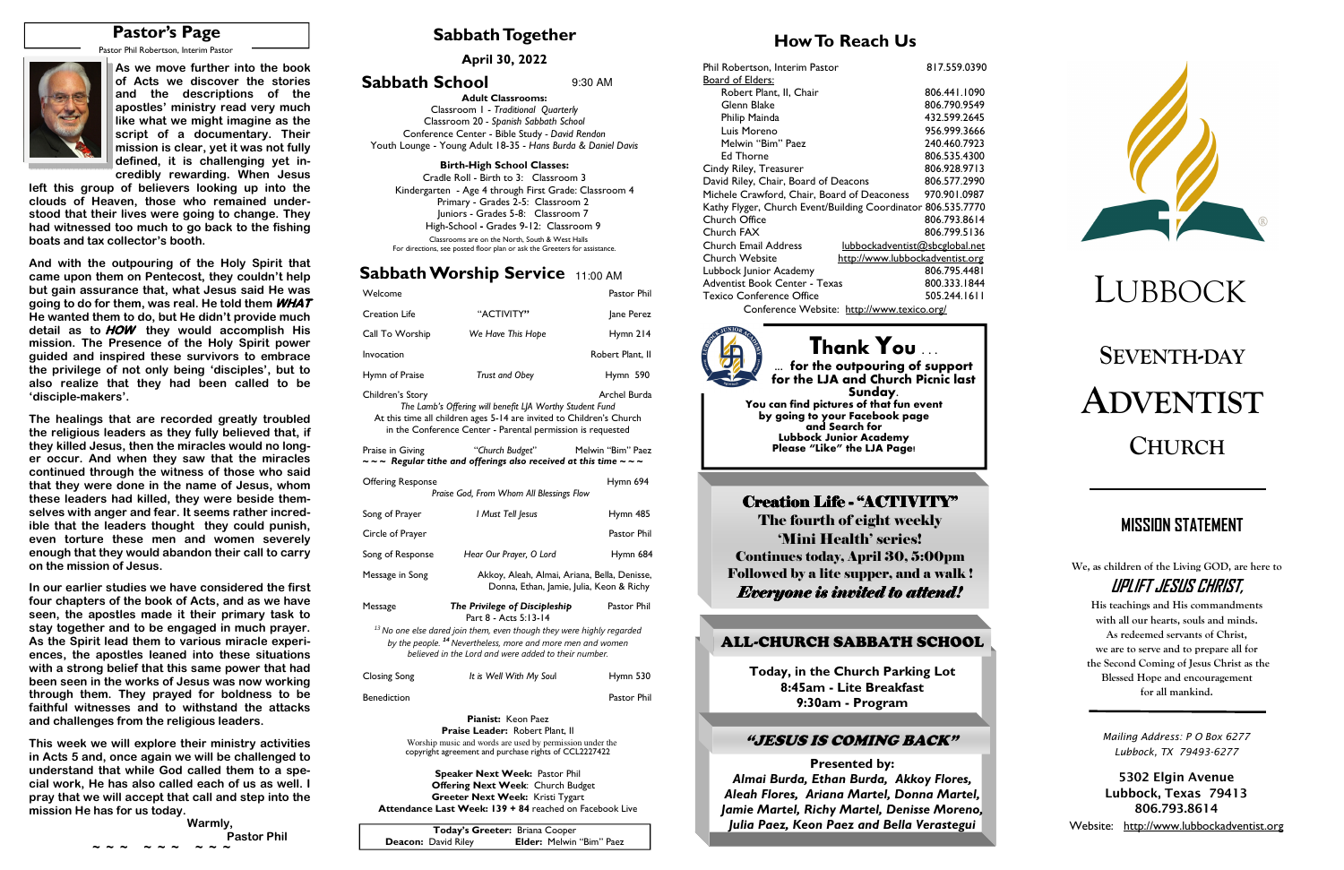## Pastor's Page

Pastor Phil Robertson, Interim Pastor

**As we move further into the book of Acts we discover the stories and the descriptions of the apostles' ministry read very much like what we might imagine as the script of a documentary. Their mission is clear, yet it was not fully defined, it is challenging yet incredibly rewarding. When Jesus left this group of believers looking up into the clouds of Heaven, those who remained understood that their lives were going to change. They had witnessed too much to go back to the fishing boats and tax collector's booth.**

**And with the outpouring of the Holy Spirit that came upon them on Pentecost, they couldn't help but gain assurance that, what Jesus said He was going to do for them, was real. He told them *WHAT* He wanted them to do, but He didn't provide much detail as to *HOW* they would accomplish His mission. The Presence of the Holy Spirit power guided and inspired these survivors to embrace the privilege of not only being 'disciples', but to also realize that they had been called to be 'disciple-makers'.**

**The healings that are recorded greatly troubled the religious leaders as they fully believed that, if they killed Jesus, then the miracles would no longer occur. And when they saw that the miracles continued through the witness of those who said that they were done in the name of Jesus, whom these leaders had killed, they were beside themselves with anger and fear. It seems rather incredible that the leaders thought they could punish, even torture these men and women severely enough that they would abandon their call to carry on the mission of Jesus.**

**In our earlier studies we have considered the first four chapters of the book of Acts, and as we have seen, the apostles made it their primary task to stay together and to be engaged in much prayer. As the Spirit lead them to various miracle experiences, the apostles leaned into these situations with a strong belief that this same power that had been seen in the works of Jesus was now working through them. They prayed for boldness to be faithful witnesses and to withstand the attacks and challenges from the religious leaders.**

**This week we will explore their ministry activities in Acts 5 and, once again we will be challenged to understand that while God called them to a special work, He has also called each of us as well. I pray that we will accept that call and step into the mission He has for us today.**

**Warmly,**
**Pastor Phil**
~ ~ ~   ~ ~ ~   ~ ~ ~

## Sabbath Together

**April 30, 2022**

### Sabbath School — 9:30 AM

**Adult Classrooms:**
Classroom 1 - *Traditional Quarterly*
Classroom 20 - *Spanish Sabbath School*
Conference Center - Bible Study - *David Rendon*
Youth Lounge - Young Adult 18-35 - *Hans Burda & Daniel Davis*

**Birth-High School Classes:**
Cradle Roll - Birth to 3: Classroom 3
Kindergarten - Age 4 through First Grade: Classroom 4
Primary - Grades 2-5: Classroom 2
Juniors - Grades 5-8: Classroom 7
High-School - Grades 9-12: Classroom 9

Classrooms are on the North, South & West Halls
For directions, see posted floor plan or ask the Greeters for assistance.

### Sabbath Worship Service — 11:00 AM

| | | |
|---|---|---|
| Welcome | | Pastor Phil |
| Creation Life | "ACTIVITY" | Jane Perez |
| Call To Worship | *We Have This Hope* | Hymn 214 |
| Invocation | | Robert Plant, II |
| Hymn of Praise | *Trust and Obey* | Hymn 590 |
| Children's Story | | Archel Burda |

*The Lamb's Offering will benefit LJA Worthy Student Fund*
At this time all children ages 5-14 are invited to Children's Church in the Conference Center - Parental permission is requested

| | | |
|---|---|---|
| Praise in Giving | "Church Budget" | Melwin "Bim" Paez |

~ ~ ~ ***Regular tithe and offerings also received at this time*** ~ ~ ~

| | | |
|---|---|---|
| Offering Response | *Praise God, From Whom All Blessings Flow* | Hymn 694 |
| Song of Prayer | *I Must Tell Jesus* | Hymn 485 |
| Circle of Prayer | | Pastor Phil |
| Song of Response | *Hear Our Prayer, O Lord* | Hymn 684 |
| Message in Song | Akkoy, Aleah, Almai, Ariana, Bella, Denisse, Donna, Ethan, Jamie, Julia, Keon & Richy | |
| Message | ***The Privilege of Discipleship*** Part 8 - Acts 5:13-14 | Pastor Phil |

*[13] No one else dared join them, even though they were highly regarded by the people. [14] Nevertheless, more and more men and women believed in the Lord and were added to their number.*

| | | |
|---|---|---|
| Closing Song | *It is Well With My Soul* | Hymn 530 |
| Benediction | | Pastor Phil |

**Pianist:** Keon Paez
**Praise Leader:** Robert Plant, II
Worship music and words are used by permission under the copyright agreement and purchase rights of CCL2227422

**Speaker Next Week:** Pastor Phil
**Offering Next Week:** Church Budget
**Greeter Next Week:** Kristi Tygart
**Attendance Last Week: 139 + 84** reached on Facebook Live

**Today's Greeter:** Briana Cooper
**Deacon:** David Riley — **Elder:** Melwin "Bim" Paez

## How To Reach Us

| | |
|---|---|
| Phil Robertson, Interim Pastor | 817.559.0390 |
| Board of Elders: | |
| Robert Plant, II, Chair | 806.441.1090 |
| Glenn Blake | 806.790.9549 |
| Philip Mainda | 432.599.2645 |
| Luis Moreno | 956.999.3666 |
| Melwin "Bim" Paez | 240.460.7923 |
| Ed Thorne | 806.535.4300 |
| Cindy Riley, Treasurer | 806.928.9713 |
| David Riley, Chair, Board of Deacons | 806.577.2990 |
| Michele Crawford, Chair, Board of Deaconess | 970.901.0987 |
| Kathy Flyger, Church Event/Building Coordinator | 806.535.7770 |
| Church Office | 806.793.8614 |
| Church FAX | 806.799.5136 |
| Church Email Address | lubbockadventist@sbcglobal.net |
| Church Website | http://www.lubbockadventist.org |
| Lubbock Junior Academy | 806.795.4481 |
| Adventist Book Center - Texas | 800.333.1844 |
| Texico Conference Office | 505.244.1611 |

Conference Website: http://www.texico.org/

### Thank You . . .

**… for the outpouring of support for the LJA and Church Picnic last Sunday.**
**You can find pictures of that fun event by going to your Facebook page and Search for Lubbock Junior Academy**
**Please "Like" the LJA Page!**

**Creation Life - "ACTIVITY"**
**The fourth of eight weekly 'Mini Health' series!**
**Continues today, April 30, 5:00pm**
**Followed by a lite supper, and a walk!**
***Everyone is invited to attend!***

### ALL-CHURCH SABBATH SCHOOL

**Today, in the Church Parking Lot**
**8:45am - Lite Breakfast**
**9:30am - Program**

### *"JESUS IS COMING BACK"*

**Presented by:**
***Almai Burda, Ethan Burda, Akkoy Flores, Aleah Flores, Ariana Martel, Donna Martel, Jamie Martel, Richy Martel, Denisse Moreno, Julia Paez, Keon Paez and Bella Verastegui***

# LUBBOCK SEVENTH-DAY ADVENTIST CHURCH

## MISSION STATEMENT

We, as children of the Living GOD, are here to

***UPLIFT JESUS CHRIST,***

His teachings and His commandments with all our hearts, souls and minds. As redeemed servants of Christ, we are to serve and to prepare all for the Second Coming of Jesus Christ as the Blessed Hope and encouragement for all mankind.

*Mailing Address: P O Box 6277*
*Lubbock, TX 79493-6277*

**5302 Elgin Avenue**
**Lubbock, Texas 79413**
**806.793.8614**
Website: http://www.lubbockadventist.org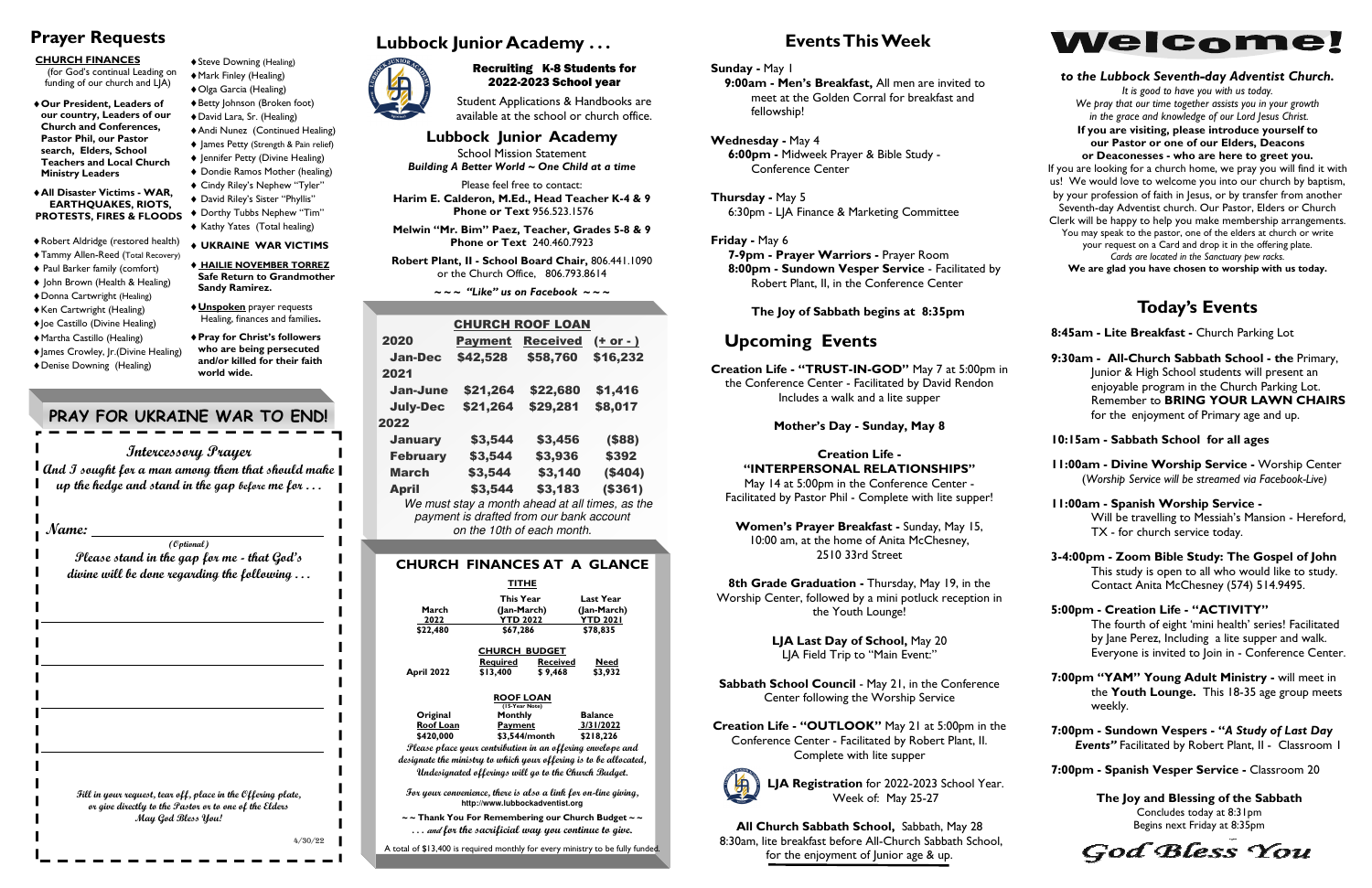# Prayer Requests

**CHURCH FINANCES**
(for God's continual Leading on funding of our church and LJA)

- **Our President, Leaders of our country, Leaders of our Church and Conferences, Pastor Phil, our Pastor search, Elders, School Teachers and Local Church Ministry Leaders**
- **All Disaster Victims - WAR, EARTHQUAKES, RIOTS, PROTESTS, FIRES & FLOODS**
- Robert Aldridge (restored health)
- Tammy Allen-Reed (Total Recovery)
- Paul Barker family (comfort)
- John Brown (Health & Healing)
- Donna Cartwright (Healing)
- Ken Cartwright (Healing)
- Joe Castillo (Divine Healing)
- Martha Castillo (Healing)
- James Crowley, Jr.(Divine Healing)
- Denise Downing (Healing)
- Steve Downing (Healing)
- Mark Finley (Healing)
- Olga Garcia (Healing)
- Betty Johnson (Broken foot)
- David Lara, Sr. (Healing)
- Andi Nunez (Continued Healing)
- James Petty (Strength & Pain relief)
- Jennifer Petty (Divine Healing)
- Dondie Ramos Mother (healing)
- Cindy Riley's Nephew "Tyler"
- David Riley's Sister "Phyllis"
- Dorthy Tubbs Nephew "Tim"
- Kathy Yates (Total healing)
- **UKRAINE WAR VICTIMS**
- **HAILIE NOVEMBER TORREZ Safe Return to Grandmother Sandy Ramirez.**
- **Unspoken** prayer requests Healing, finances and families.
- **Pray for Christ's followers who are being persecuted and/or killed for their faith world wide.**

## PRAY FOR UKRAINE WAR TO END!

**Intercessory Prayer**

**And I sought for a man among them that should make up the hedge and stand in the gap before me for . . .**

Name: ______________________
(Optional)

**Please stand in the gap for me - that God's divine will be done regarding the following . . .**

______________________

______________________

______________________

______________________

Fill in your request, tear off, place in the Offering plate, or give directly to the Pastor or to one of the Elders
May God Bless You!

4/30/22

# Lubbock Junior Academy . . .

**Recruiting K-8 Students for 2022-2023 School year**

Student Applications & Handbooks are available at the school or church office.

## Lubbock Junior Academy

School Mission Statement
***Building A Better World ~ One Child at a time***

Please feel free to contact:

**Harim E. Calderon, M.Ed., Head Teacher K-4 & 9 Phone or Text** 956.523.1576

**Melwin "Mr. Bim" Paez, Teacher, Grades 5-8 & 9 Phone or Text** 240.460.7923

**Robert Plant, II - School Board Chair,** 806.441.1090 or the Church Office, 806.793.8614

***~ ~ ~ "Like" us on Facebook ~ ~ ~***

## CHURCH ROOF LOAN

| | Payment | Received | (+ or - ) |
|---|---|---|---|
| **2020** | | | |
| Jan-Dec | $42,528 | $58,760 | $16,232 |
| **2021** | | | |
| Jan-June | $21,264 | $22,680 | $1,416 |
| July-Dec | $21,264 | $29,281 | $8,017 |
| **2022** | | | |
| January | $3,544 | $3,456 | ($88) |
| February | $3,544 | $3,936 | $392 |
| March | $3,544 | $3,140 | ($404) |
| April | $3,544 | $3,183 | ($361) |

*We must stay a month ahead at all times, as the payment is drafted from our bank account on the 10th of each month.*

## CHURCH FINANCES AT A GLANCE

**TITHE**

| March 2022 | This Year (Jan-March) YTD 2022 | Last Year (Jan-March) YTD 2021 |
|---|---|---|
| $22,480 | $67,286 | $78,835 |

**CHURCH BUDGET**

| | Required | Received | Need |
|---|---|---|---|
| April 2022 | $13,400 | $ 9,468 | $3,932 |

**ROOF LOAN**
(15-Year Note)

| Original Roof Loan | Monthly Payment | Balance 3/31/2022 |
|---|---|---|
| $420,000 | $3,544/month | $218,226 |

*Please place your contribution in an offering envelope and designate the ministry to which your offering is to be allocated, Undesignated offerings will go to the Church Budget.*

*For your convenience, there is also a link for on-line giving,* **http://www.lubbockadventist.org**

**~ ~ Thank You For Remembering our Church Budget ~ ~**
*. . . and for the sacrificial way you continue to give.*

A total of $13,400 is required monthly for every ministry to be fully funded.

# Events This Week

**Sunday -** May 1
**9:00am - Men's Breakfast,** All men are invited to meet at the Golden Corral for breakfast and fellowship!

**Wednesday -** May 4
**6:00pm -** Midweek Prayer & Bible Study - Conference Center

**Thursday -** May 5
6:30pm - LJA Finance & Marketing Committee

**Friday -** May 6
**7-9pm - Prayer Warriors -** Prayer Room
**8:00pm - Sundown Vesper Service** - Facilitated by Robert Plant, II, in the Conference Center

**The Joy of Sabbath begins at 8:35pm**

# Upcoming Events

**Creation Life - "TRUST-IN-GOD"** May 7 at 5:00pm in the Conference Center - Facilitated by David Rendon Includes a walk and a lite supper

**Mother's Day - Sunday, May 8**

**Creation Life - "INTERPERSONAL RELATIONSHIPS"**
May 14 at 5:00pm in the Conference Center - Facilitated by Pastor Phil - Complete with lite supper!

**Women's Prayer Breakfast -** Sunday, May 15, 10:00 am, at the home of Anita McChesney, 2510 33rd Street

**8th Grade Graduation -** Thursday, May 19, in the Worship Center, followed by a mini potluck reception in the Youth Lounge!

**LJA Last Day of School,** May 20
LJA Field Trip to "Main Event:"

**Sabbath School Council** - May 21, in the Conference Center following the Worship Service

**Creation Life - "OUTLOOK"** May 21 at 5:00pm in the Conference Center - Facilitated by Robert Plant, II. Complete with lite supper

**LJA Registration** for 2022-2023 School Year. Week of: May 25-27

**All Church Sabbath School,** Sabbath, May 28 8:30am, lite breakfast before All-Church Sabbath School, for the enjoyment of Junior age & up.

# Welcome!

***to the Lubbock Seventh-day Adventist Church.***

*It is good to have you with us today. We pray that our time together assists you in your growth in the grace and knowledge of our Lord Jesus Christ.*

**If you are visiting, please introduce yourself to our Pastor or one of our Elders, Deacons or Deaconesses - who are here to greet you.**

If you are looking for a church home, we pray you will find it with us! We would love to welcome you into our church by baptism, by your profession of faith in Jesus, or by transfer from another Seventh-day Adventist church. Our Pastor, Elders or Church Clerk will be happy to help you make membership arrangements. You may speak to the pastor, one of the elders at church or write your request on a Card and drop it in the offering plate. *Cards are located in the Sanctuary pew racks.*

**We are glad you have chosen to worship with us today.**

# Today's Events

**8:45am - Lite Breakfast -** Church Parking Lot

**9:30am - All-Church Sabbath School - the** Primary, Junior & High School students will present an enjoyable program in the Church Parking Lot. Remember to **BRING YOUR LAWN CHAIRS** for the enjoyment of Primary age and up.

**10:15am - Sabbath School for all ages**

**11:00am - Divine Worship Service -** Worship Center (*Worship Service will be streamed via Facebook-Live)*

**11:00am - Spanish Worship Service -** Will be travelling to Messiah's Mansion - Hereford, TX - for church service today.

**3-4:00pm - Zoom Bible Study: The Gospel of John** This study is open to all who would like to study. Contact Anita McChesney (574) 514.9495.

**5:00pm - Creation Life - "ACTIVITY"** The fourth of eight 'mini health' series! Facilitated by Jane Perez, Including a lite supper and walk. Everyone is invited to Join in - Conference Center.

**7:00pm "YAM" Young Adult Ministry -** will meet in the **Youth Lounge.** This 18-35 age group meets weekly.

**7:00pm - Sundown Vespers - "*A Study of Last Day Events"*** Facilitated by Robert Plant, II - Classroom 1

**7:00pm - Spanish Vesper Service -** Classroom 20

**The Joy and Blessing of the Sabbath**
Concludes today at 8:31pm
Begins next Friday at 8:35pm

*God Bless You*